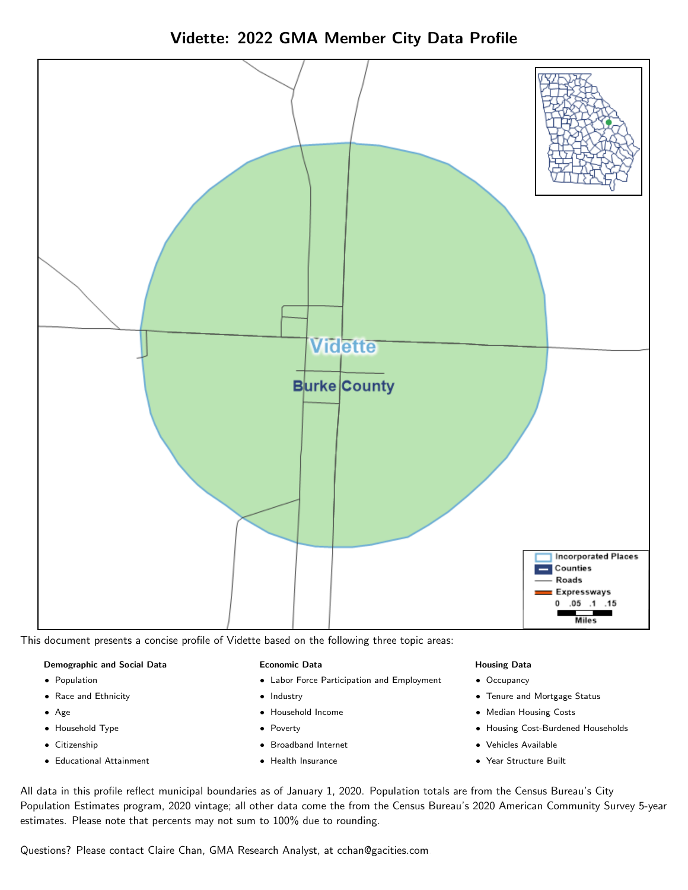# Vidette: 2022 GMA Member City Data Profile

This document presents a concise profile of Vidette based on the following three topic areas:

**Demographic and Social Data**

- Population
- Race and Ethnicity
- Age
- Household Type
- Citizenship
- Educational Attainment

**Economic Data**

- Labor Force Participation and Employment
- Industry
- Household Income
- Poverty
- Broadband Internet
- Health Insurance

**Housing Data**

- Occupancy
- Tenure and Mortgage Status
- Median Housing Costs
- Housing Cost-Burdened Households
- Vehicles Available
- Year Structure Built

All data in this profile reflect municipal boundaries as of January 1, 2020. Population totals are from the Census Bureau's City Population Estimates program, 2020 vintage; all other data come the from the Census Bureau's 2020 American Community Survey 5-year estimates. Please note that percents may not sum to 100% due to rounding.

Questions? Please contact Claire Chan, GMA Research Analyst, at cchan@gacities.com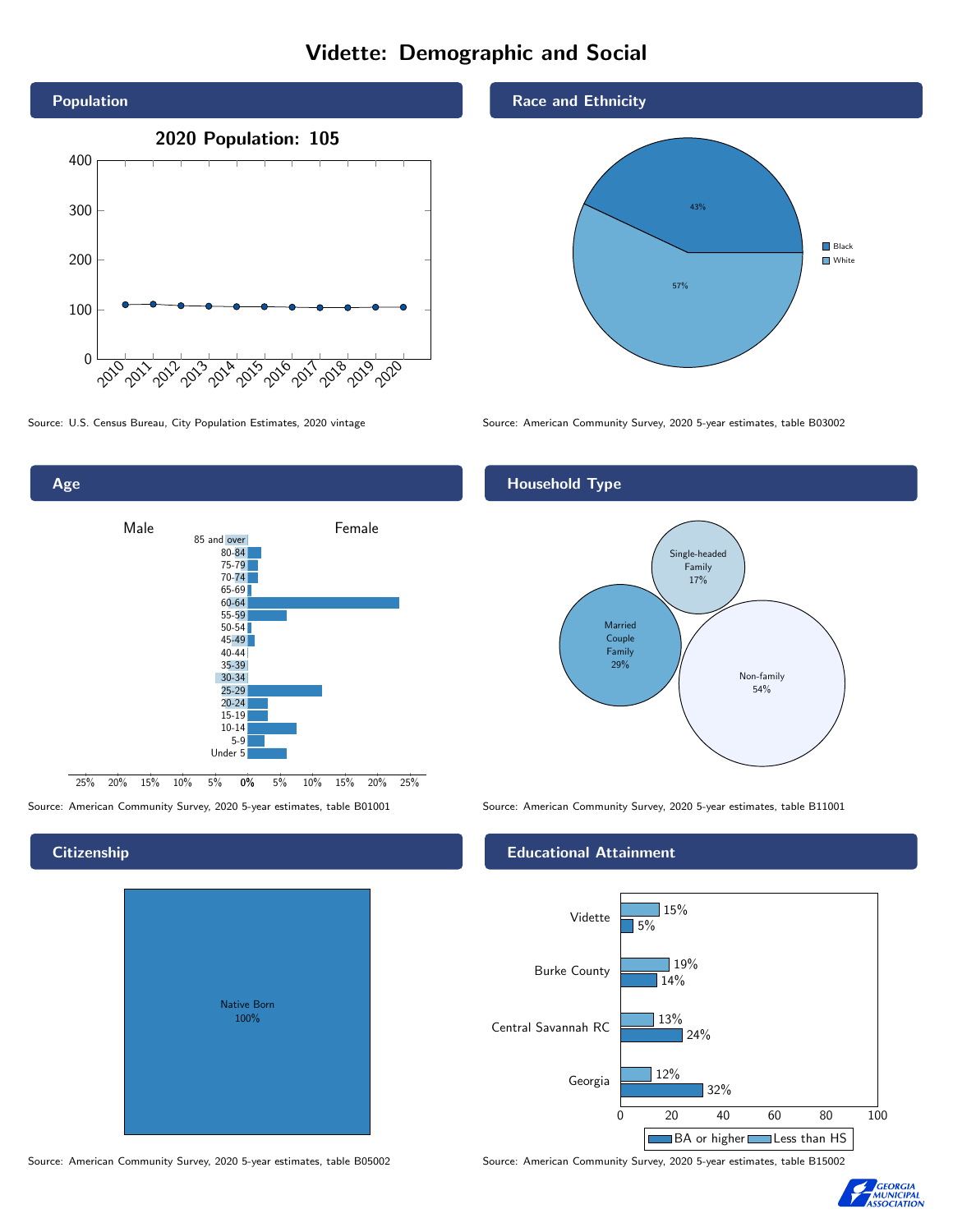# Vidette: Demographic and Social

## Population

2020 Population: 105

Source: U.S. Census Bureau, City Population Estimates, 2020 vintage

## Race and Ethnicity

| Race | Percent |
|---|---|
| Black | 43% |
| White | 57% |

Source: American Community Survey, 2020 5-year estimates, table B03002

## Age

Male / Female

Source: American Community Survey, 2020 5-year estimates, table B01001

## Household Type

| Household Type | Percent |
|---|---|
| Single-headed Family | 17% |
| Married Couple Family | 29% |
| Non-family | 54% |

Source: American Community Survey, 2020 5-year estimates, table B11001

## Citizenship

Native Born 100%

Source: American Community Survey, 2020 5-year estimates, table B05002

## Educational Attainment

| Area | Less than HS | BA or higher |
|---|---|---|
| Vidette | 15% | 5% |
| Burke County | 19% | 14% |
| Central Savannah RC | 13% | 24% |
| Georgia | 12% | 32% |

Source: American Community Survey, 2020 5-year estimates, table B15002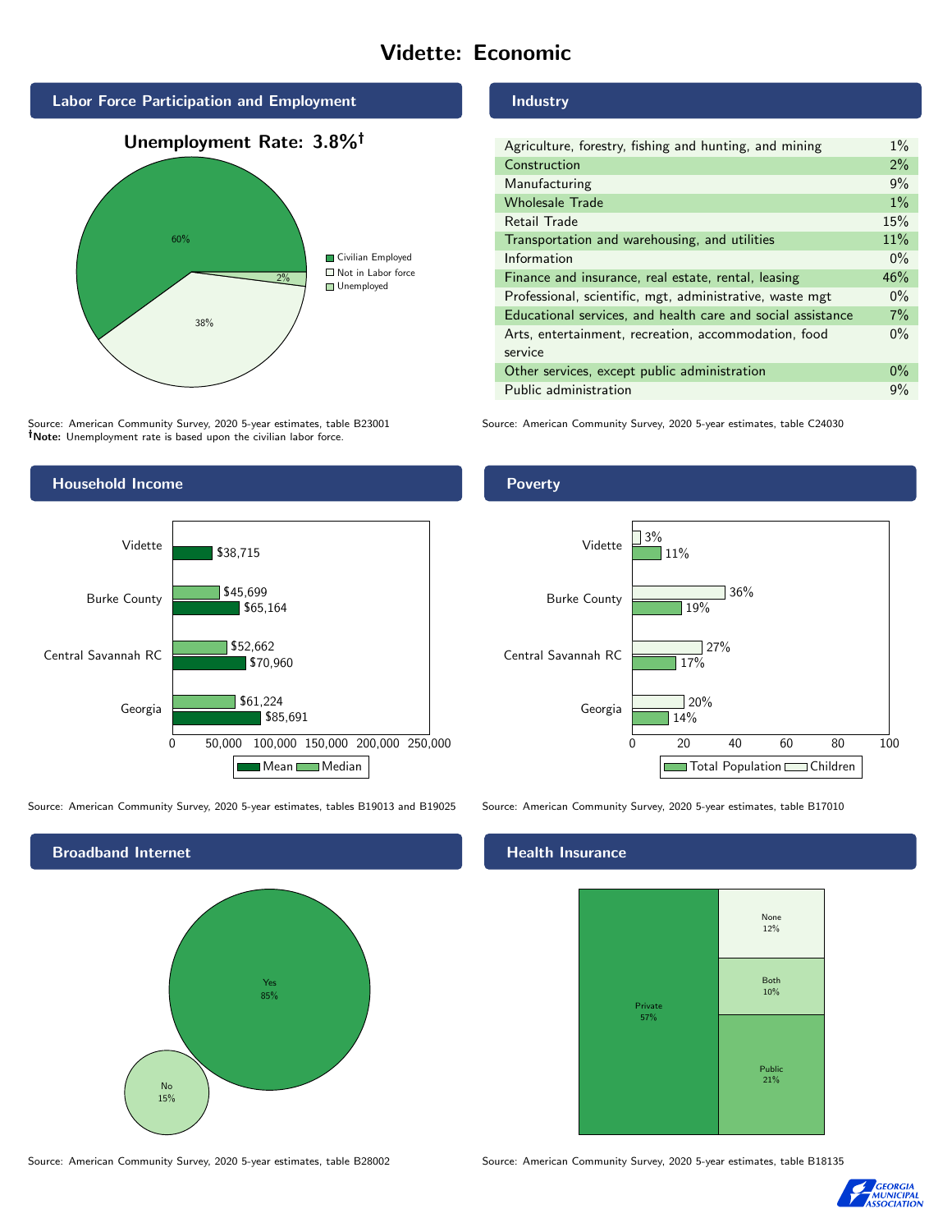# Vidette: Economic

## Labor Force Participation and Employment

**Unemployment Rate: 3.8%†**

| Category | Percent |
|---|---|
| Civilian Employed | 60% |
| Not in Labor force | 38% |
| Unemployed | 2% |

Source: American Community Survey, 2020 5-year estimates, table B23001
**†Note:** Unemployment rate is based upon the civilian labor force.

## Industry

| Industry | Percent |
|---|---|
| Agriculture, forestry, fishing and hunting, and mining | 1% |
| Construction | 2% |
| Manufacturing | 9% |
| Wholesale Trade | 1% |
| Retail Trade | 15% |
| Transportation and warehousing, and utilities | 11% |
| Information | 0% |
| Finance and insurance, real estate, rental, leasing | 46% |
| Professional, scientific, mgt, administrative, waste mgt | 0% |
| Educational services, and health care and social assistance | 7% |
| Arts, entertainment, recreation, accommodation, food service | 0% |
| Other services, except public administration | 0% |
| Public administration | 9% |

Source: American Community Survey, 2020 5-year estimates, table C24030

## Household Income

| | Mean | Median |
|---|---|---|
| Vidette | $38,715 | |
| Burke County | $65,164 | $45,699 |
| Central Savannah RC | $70,960 | $52,662 |
| Georgia | $85,691 | $61,224 |

Source: American Community Survey, 2020 5-year estimates, tables B19013 and B19025

## Poverty

| | Children | Total Population |
|---|---|---|
| Vidette | 3% | 11% |
| Burke County | 36% | 19% |
| Central Savannah RC | 27% | 17% |
| Georgia | 20% | 14% |

Source: American Community Survey, 2020 5-year estimates, table B17010

## Broadband Internet

| | Percent |
|---|---|
| Yes | 85% |
| No | 15% |

Source: American Community Survey, 2020 5-year estimates, table B28002

## Health Insurance

| | Percent |
|---|---|
| Private | 57% |
| Public | 21% |
| Both | 10% |
| None | 12% |

Source: American Community Survey, 2020 5-year estimates, table B18135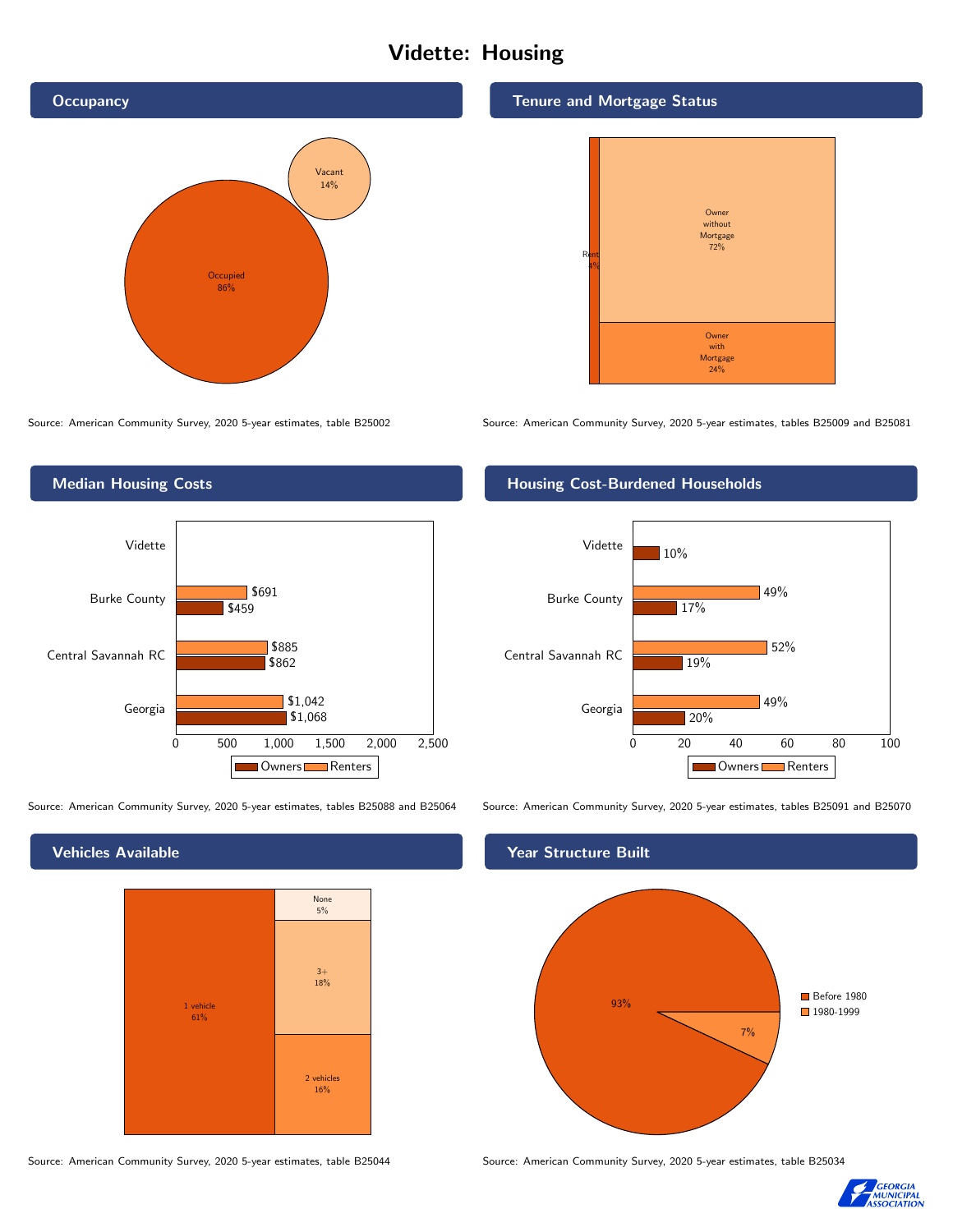# Vidette: Housing

## Occupancy

Vacant
14%

Occupied
86%

Source: American Community Survey, 2020 5-year estimates, table B25002

## Tenure and Mortgage Status

Renter
4%

Owner
without
Mortgage
72%

Owner
with
Mortgage
24%

Source: American Community Survey, 2020 5-year estimates, tables B25009 and B25081

## Median Housing Costs

Vidette

Burke County
$691
$459

Central Savannah RC
$885
$862

Georgia
$1,042
$1,068

0 500 1,000 1,500 2,000 2,500

Owners Renters

Source: American Community Survey, 2020 5-year estimates, tables B25088 and B25064

## Housing Cost-Burdened Households

Vidette
10%

Burke County
49%
17%

Central Savannah RC
52%
19%

Georgia
49%
20%

0 20 40 60 80 100

Owners Renters

Source: American Community Survey, 2020 5-year estimates, tables B25091 and B25070

## Vehicles Available

1 vehicle
61%

None
5%

3+
18%

2 vehicles
16%

Source: American Community Survey, 2020 5-year estimates, table B25044

## Year Structure Built

93%

7%

Before 1980
1980-1999

Source: American Community Survey, 2020 5-year estimates, table B25034